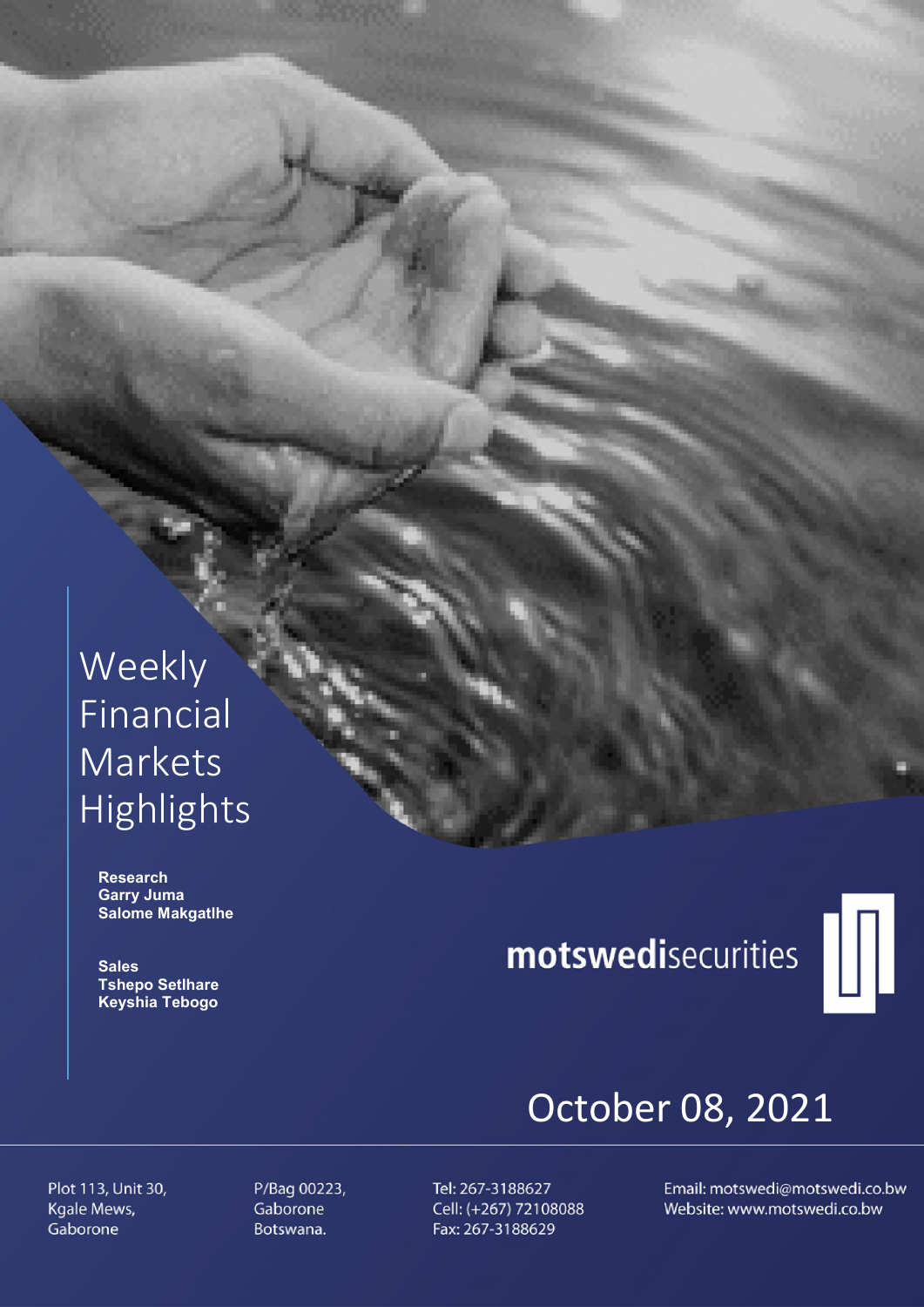# Weekly Financial Markets Highlights

**Research**
**Garry Juma**
**Salome Makgatlhe**

**Sales**
**Tshepo Setlhare**
**Keyshia Tebogo**

motswedisecurities

October 08, 2021

Plot 113, Unit 30,
Kgale Mews,
Gaborone

P/Bag 00223,
Gaborone
Botswana.

Tel: 267-3188627
Cell: (+267) 72108088
Fax: 267-3188629

Email: motswedi@motswedi.co.bw
Website: www.motswedi.co.bw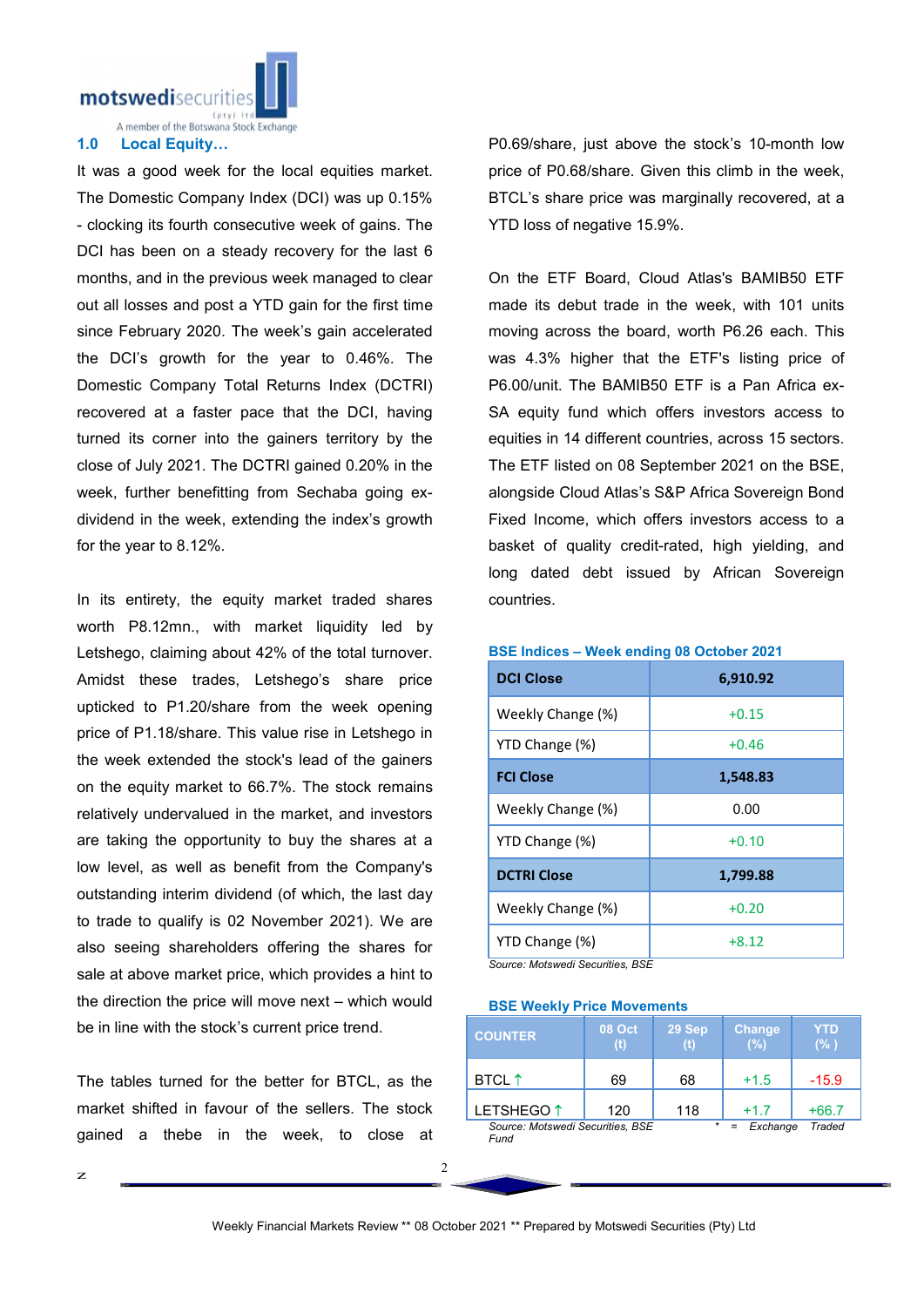## 1.0 Local Equity…

It was a good week for the local equities market. The Domestic Company Index (DCI) was up 0.15% - clocking its fourth consecutive week of gains. The DCI has been on a steady recovery for the last 6 months, and in the previous week managed to clear out all losses and post a YTD gain for the first time since February 2020. The week's gain accelerated the DCI's growth for the year to 0.46%. The Domestic Company Total Returns Index (DCTRI) recovered at a faster pace that the DCI, having turned its corner into the gainers territory by the close of July 2021. The DCTRI gained 0.20% in the week, further benefitting from Sechaba going ex-dividend in the week, extending the index's growth for the year to 8.12%.

In its entirety, the equity market traded shares worth P8.12mn., with market liquidity led by Letshego, claiming about 42% of the total turnover. Amidst these trades, Letshego's share price upticked to P1.20/share from the week opening price of P1.18/share. This value rise in Letshego in the week extended the stock's lead of the gainers on the equity market to 66.7%. The stock remains relatively undervalued in the market, and investors are taking the opportunity to buy the shares at a low level, as well as benefit from the Company's outstanding interim dividend (of which, the last day to trade to qualify is 02 November 2021). We are also seeing shareholders offering the shares for sale at above market price, which provides a hint to the direction the price will move next – which would be in line with the stock's current price trend.

The tables turned for the better for BTCL, as the market shifted in favour of the sellers. The stock gained a thebe in the week, to close at P0.69/share, just above the stock's 10-month low price of P0.68/share. Given this climb in the week, BTCL's share price was marginally recovered, at a YTD loss of negative 15.9%.

On the ETF Board, Cloud Atlas's BAMIB50 ETF made its debut trade in the week, with 101 units moving across the board, worth P6.26 each. This was 4.3% higher that the ETF's listing price of P6.00/unit. The BAMIB50 ETF is a Pan Africa ex-SA equity fund which offers investors access to equities in 14 different countries, across 15 sectors. The ETF listed on 08 September 2021 on the BSE, alongside Cloud Atlas's S&P Africa Sovereign Bond Fixed Income, which offers investors access to a basket of quality credit-rated, high yielding, and long dated debt issued by African Sovereign countries.

**BSE Indices – Week ending 08 October 2021**

| **DCI Close** | **6,910.92** |
|---|---|
| Weekly Change (%) | +0.15 |
| YTD Change (%) | +0.46 |
| **FCI Close** | **1,548.83** |
| Weekly Change (%) | 0.00 |
| YTD Change (%) | +0.10 |
| **DCTRI Close** | **1,799.88** |
| Weekly Change (%) | +0.20 |
| YTD Change (%) | +8.12 |

*Source: Motswedi Securities, BSE*

**BSE Weekly Price Movements**

| COUNTER | 08 Oct (t) | 29 Sep (t) | Change (%) | YTD (% ) |
|---|---|---|---|---|
| BTCL ↑ | 69 | 68 | +1.5 | -15.9 |
| LETSHEGO ↑ | 120 | 118 | +1.7 | +66.7 |

*Source: Motswedi Securities, BSE  * = Exchange Traded Fund*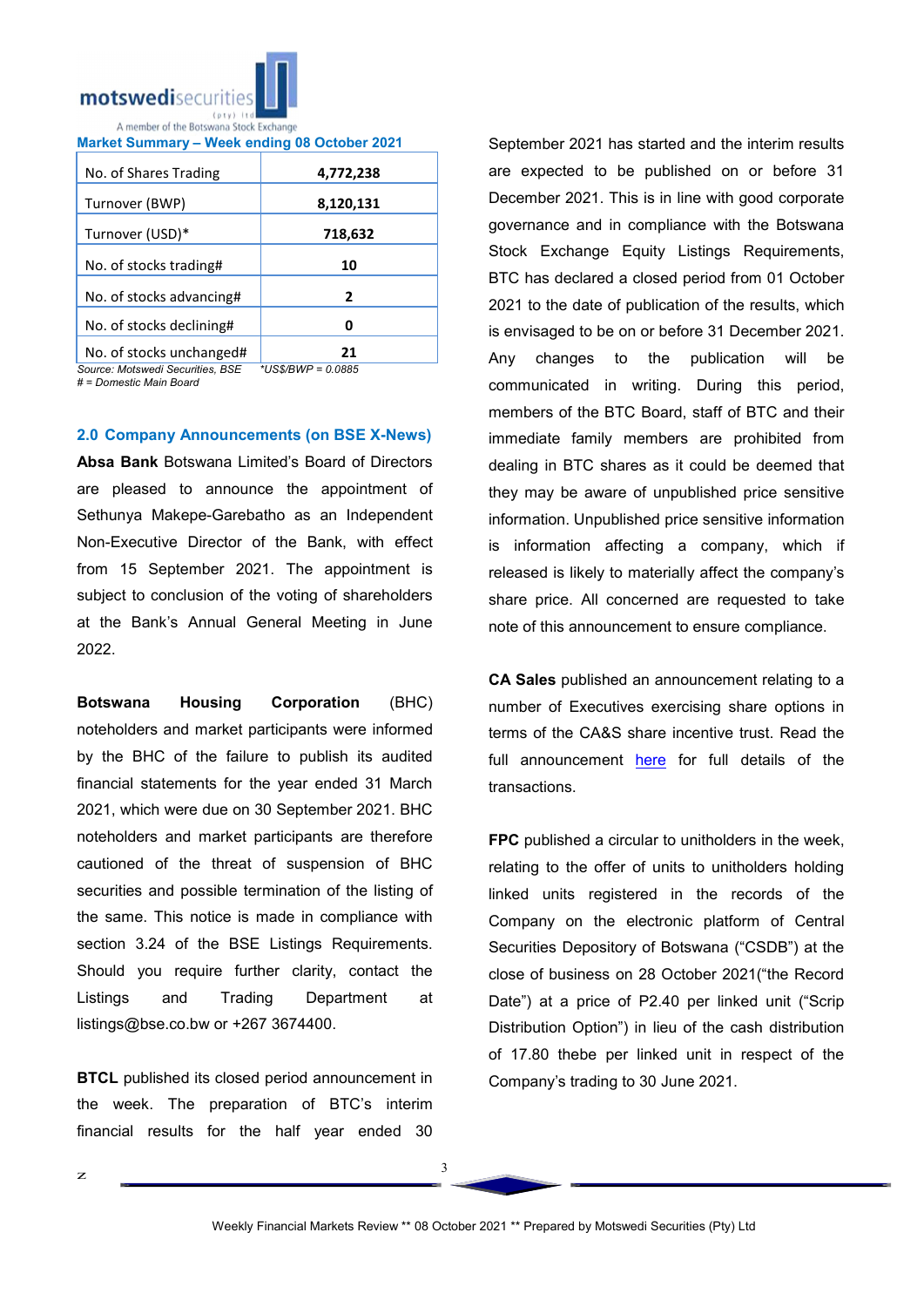**Market Summary – Week ending 08 October 2021**

| No. of Shares Trading | 4,772,238 |
|---|---|
| Turnover (BWP) | 8,120,131 |
| Turnover (USD)* | 718,632 |
| No. of stocks trading# | 10 |
| No. of stocks advancing# | 2 |
| No. of stocks declining# | 0 |
| No. of stocks unchanged# | 21 |

*Source: Motswedi Securities, BSE* *\*US$/BWP = 0.0885*
*# = Domestic Main Board*

## 2.0 Company Announcements (on BSE X-News)

**Absa Bank** Botswana Limited's Board of Directors are pleased to announce the appointment of Sethunya Makepe-Garebatho as an Independent Non-Executive Director of the Bank, with effect from 15 September 2021. The appointment is subject to conclusion of the voting of shareholders at the Bank's Annual General Meeting in June 2022.

**Botswana Housing Corporation** (BHC) noteholders and market participants were informed by the BHC of the failure to publish its audited financial statements for the year ended 31 March 2021, which were due on 30 September 2021. BHC noteholders and market participants are therefore cautioned of the threat of suspension of BHC securities and possible termination of the listing of the same. This notice is made in compliance with section 3.24 of the BSE Listings Requirements. Should you require further clarity, contact the Listings and Trading Department at listings@bse.co.bw or +267 3674400.

**BTCL** published its closed period announcement in the week. The preparation of BTC's interim financial results for the half year ended 30 September 2021 has started and the interim results are expected to be published on or before 31 December 2021. This is in line with good corporate governance and in compliance with the Botswana Stock Exchange Equity Listings Requirements, BTC has declared a closed period from 01 October 2021 to the date of publication of the results, which is envisaged to be on or before 31 December 2021. Any changes to the publication will be communicated in writing. During this period, members of the BTC Board, staff of BTC and their immediate family members are prohibited from dealing in BTC shares as it could be deemed that they may be aware of unpublished price sensitive information. Unpublished price sensitive information is information affecting a company, which if released is likely to materially affect the company's share price. All concerned are requested to take note of this announcement to ensure compliance.

**CA Sales** published an announcement relating to a number of Executives exercising share options in terms of the CA&S share incentive trust. Read the full announcement here for full details of the transactions.

**FPC** published a circular to unitholders in the week, relating to the offer of units to unitholders holding linked units registered in the records of the Company on the electronic platform of Central Securities Depository of Botswana ("CSDB") at the close of business on 28 October 2021("the Record Date") at a price of P2.40 per linked unit ("Scrip Distribution Option") in lieu of the cash distribution of 17.80 thebe per linked unit in respect of the Company's trading to 30 June 2021.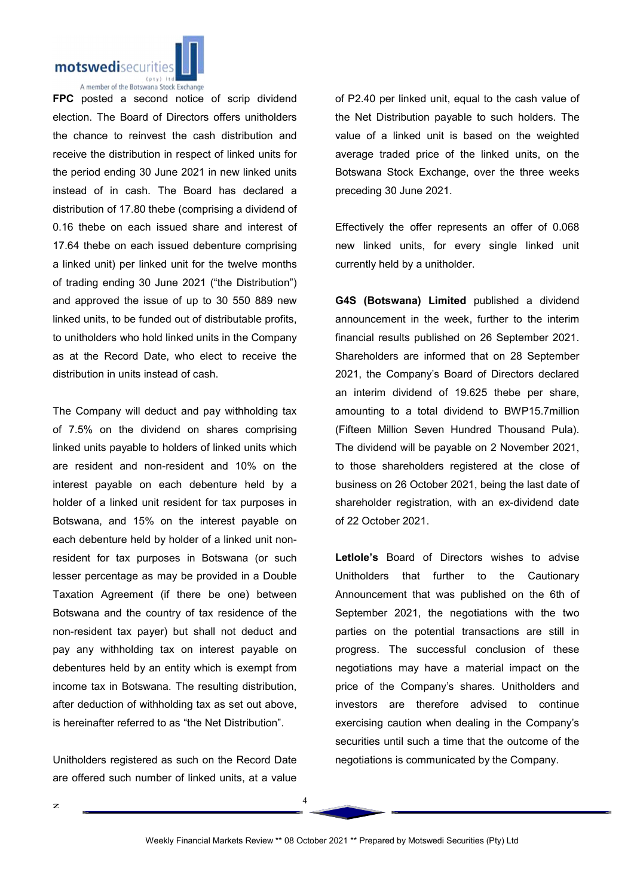**FPC** posted a second notice of scrip dividend election. The Board of Directors offers unitholders the chance to reinvest the cash distribution and receive the distribution in respect of linked units for the period ending 30 June 2021 in new linked units instead of in cash. The Board has declared a distribution of 17.80 thebe (comprising a dividend of 0.16 thebe on each issued share and interest of 17.64 thebe on each issued debenture comprising a linked unit) per linked unit for the twelve months of trading ending 30 June 2021 ("the Distribution") and approved the issue of up to 30 550 889 new linked units, to be funded out of distributable profits, to unitholders who hold linked units in the Company as at the Record Date, who elect to receive the distribution in units instead of cash.

The Company will deduct and pay withholding tax of 7.5% on the dividend on shares comprising linked units payable to holders of linked units which are resident and non-resident and 10% on the interest payable on each debenture held by a holder of a linked unit resident for tax purposes in Botswana, and 15% on the interest payable on each debenture held by holder of a linked unit non-resident for tax purposes in Botswana (or such lesser percentage as may be provided in a Double Taxation Agreement (if there be one) between Botswana and the country of tax residence of the non-resident tax payer) but shall not deduct and pay any withholding tax on interest payable on debentures held by an entity which is exempt from income tax in Botswana. The resulting distribution, after deduction of withholding tax as set out above, is hereinafter referred to as "the Net Distribution".

Unitholders registered as such on the Record Date are offered such number of linked units, at a value of P2.40 per linked unit, equal to the cash value of the Net Distribution payable to such holders. The value of a linked unit is based on the weighted average traded price of the linked units, on the Botswana Stock Exchange, over the three weeks preceding 30 June 2021.

Effectively the offer represents an offer of 0.068 new linked units, for every single linked unit currently held by a unitholder.

**G4S (Botswana) Limited** published a dividend announcement in the week, further to the interim financial results published on 26 September 2021. Shareholders are informed that on 28 September 2021, the Company's Board of Directors declared an interim dividend of 19.625 thebe per share, amounting to a total dividend to BWP15.7million (Fifteen Million Seven Hundred Thousand Pula). The dividend will be payable on 2 November 2021, to those shareholders registered at the close of business on 26 October 2021, being the last date of shareholder registration, with an ex-dividend date of 22 October 2021.

**Letlole's** Board of Directors wishes to advise Unitholders that further to the Cautionary Announcement that was published on the 6th of September 2021, the negotiations with the two parties on the potential transactions are still in progress. The successful conclusion of these negotiations may have a material impact on the price of the Company's shares. Unitholders and investors are therefore advised to continue exercising caution when dealing in the Company's securities until such a time that the outcome of the negotiations is communicated by the Company.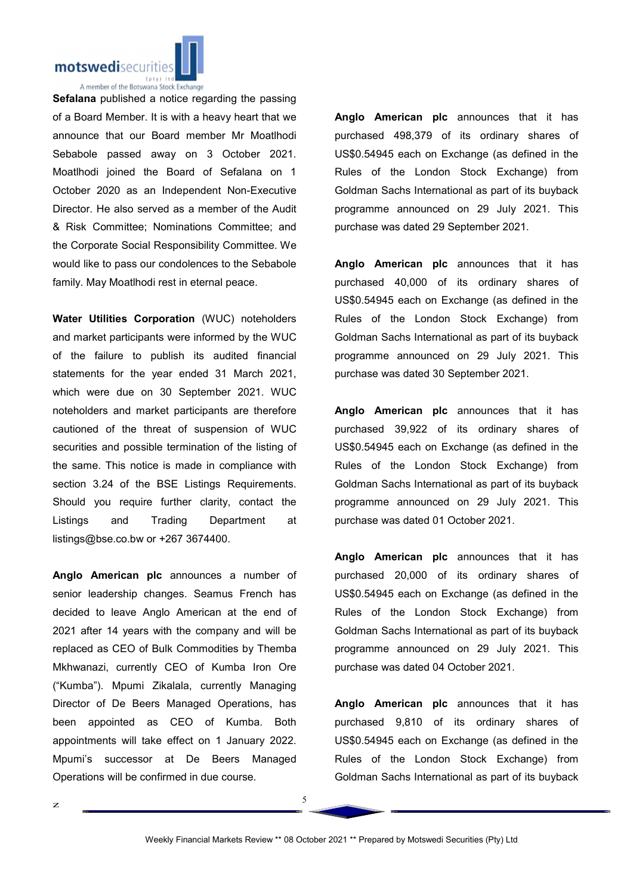**Sefalana** published a notice regarding the passing of a Board Member. It is with a heavy heart that we announce that our Board member Mr Moatlhodi Sebabole passed away on 3 October 2021. Moatlhodi joined the Board of Sefalana on 1 October 2020 as an Independent Non-Executive Director. He also served as a member of the Audit & Risk Committee; Nominations Committee; and the Corporate Social Responsibility Committee. We would like to pass our condolences to the Sebabole family. May Moatlhodi rest in eternal peace.

**Water Utilities Corporation** (WUC) noteholders and market participants were informed by the WUC of the failure to publish its audited financial statements for the year ended 31 March 2021, which were due on 30 September 2021. WUC noteholders and market participants are therefore cautioned of the threat of suspension of WUC securities and possible termination of the listing of the same. This notice is made in compliance with section 3.24 of the BSE Listings Requirements. Should you require further clarity, contact the Listings and Trading Department at listings@bse.co.bw or +267 3674400.

**Anglo American plc** announces a number of senior leadership changes. Seamus French has decided to leave Anglo American at the end of 2021 after 14 years with the company and will be replaced as CEO of Bulk Commodities by Themba Mkhwanazi, currently CEO of Kumba Iron Ore ("Kumba"). Mpumi Zikalala, currently Managing Director of De Beers Managed Operations, has been appointed as CEO of Kumba. Both appointments will take effect on 1 January 2022. Mpumi's successor at De Beers Managed Operations will be confirmed in due course.

**Anglo American plc** announces that it has purchased 498,379 of its ordinary shares of US$0.54945 each on Exchange (as defined in the Rules of the London Stock Exchange) from Goldman Sachs International as part of its buyback programme announced on 29 July 2021. This purchase was dated 29 September 2021.

**Anglo American plc** announces that it has purchased 40,000 of its ordinary shares of US$0.54945 each on Exchange (as defined in the Rules of the London Stock Exchange) from Goldman Sachs International as part of its buyback programme announced on 29 July 2021. This purchase was dated 30 September 2021.

**Anglo American plc** announces that it has purchased 39,922 of its ordinary shares of US$0.54945 each on Exchange (as defined in the Rules of the London Stock Exchange) from Goldman Sachs International as part of its buyback programme announced on 29 July 2021. This purchase was dated 01 October 2021.

**Anglo American plc** announces that it has purchased 20,000 of its ordinary shares of US$0.54945 each on Exchange (as defined in the Rules of the London Stock Exchange) from Goldman Sachs International as part of its buyback programme announced on 29 July 2021. This purchase was dated 04 October 2021.

**Anglo American plc** announces that it has purchased 9,810 of its ordinary shares of US$0.54945 each on Exchange (as defined in the Rules of the London Stock Exchange) from Goldman Sachs International as part of its buyback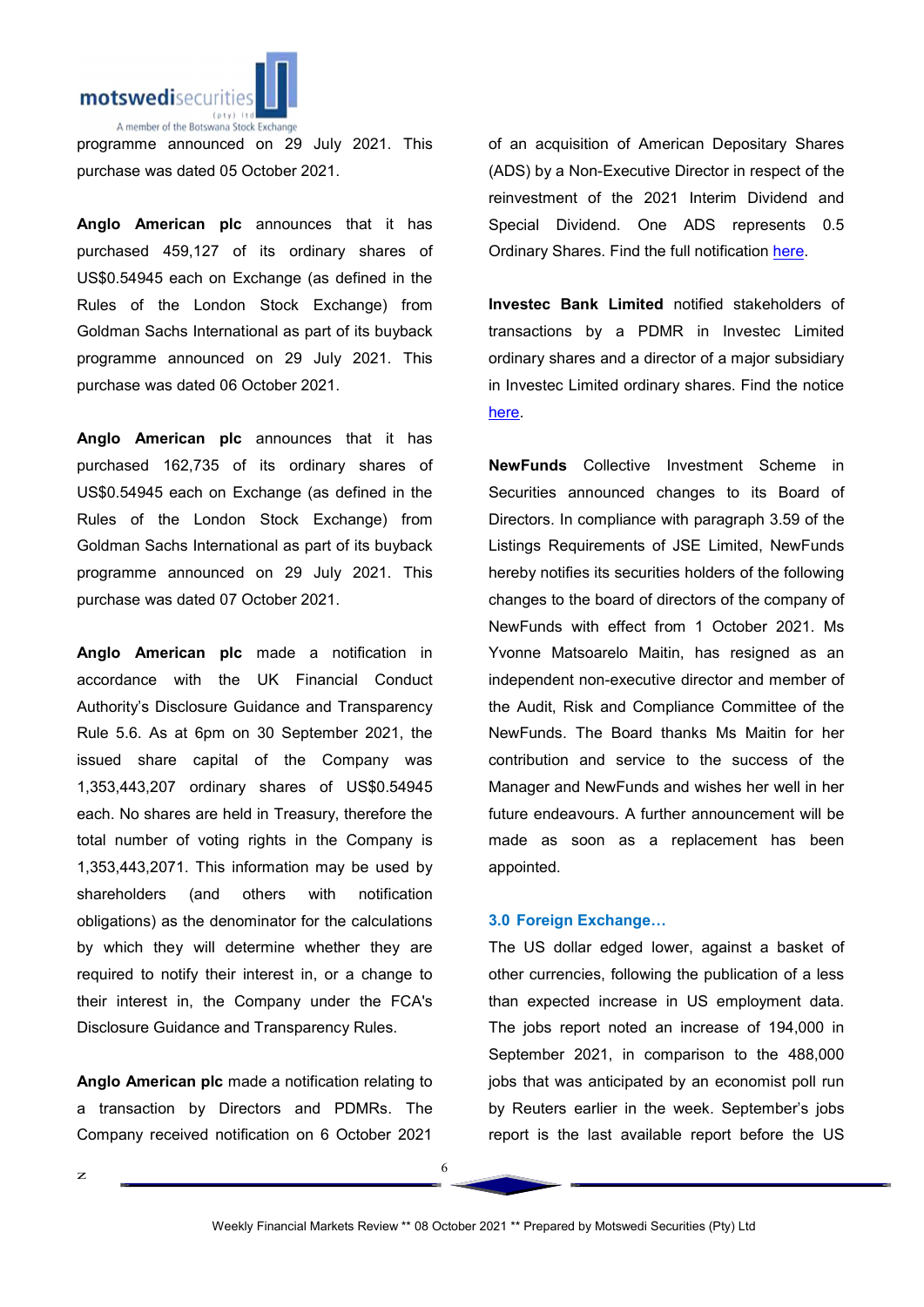programme announced on 29 July 2021. This purchase was dated 05 October 2021.

**Anglo American plc** announces that it has purchased 459,127 of its ordinary shares of US$0.54945 each on Exchange (as defined in the Rules of the London Stock Exchange) from Goldman Sachs International as part of its buyback programme announced on 29 July 2021. This purchase was dated 06 October 2021.

**Anglo American plc** announces that it has purchased 162,735 of its ordinary shares of US$0.54945 each on Exchange (as defined in the Rules of the London Stock Exchange) from Goldman Sachs International as part of its buyback programme announced on 29 July 2021. This purchase was dated 07 October 2021.

**Anglo American plc** made a notification in accordance with the UK Financial Conduct Authority's Disclosure Guidance and Transparency Rule 5.6. As at 6pm on 30 September 2021, the issued share capital of the Company was 1,353,443,207 ordinary shares of US$0.54945 each. No shares are held in Treasury, therefore the total number of voting rights in the Company is 1,353,443,2071. This information may be used by shareholders (and others with notification obligations) as the denominator for the calculations by which they will determine whether they are required to notify their interest in, or a change to their interest in, the Company under the FCA's Disclosure Guidance and Transparency Rules.

**Anglo American plc** made a notification relating to a transaction by Directors and PDMRs. The Company received notification on 6 October 2021 of an acquisition of American Depositary Shares (ADS) by a Non-Executive Director in respect of the reinvestment of the 2021 Interim Dividend and Special Dividend. One ADS represents 0.5 Ordinary Shares. Find the full notification here.

**Investec Bank Limited** notified stakeholders of transactions by a PDMR in Investec Limited ordinary shares and a director of a major subsidiary in Investec Limited ordinary shares. Find the notice here.

**NewFunds** Collective Investment Scheme in Securities announced changes to its Board of Directors. In compliance with paragraph 3.59 of the Listings Requirements of JSE Limited, NewFunds hereby notifies its securities holders of the following changes to the board of directors of the company of NewFunds with effect from 1 October 2021. Ms Yvonne Matsoarelo Maitin, has resigned as an independent non-executive director and member of the Audit, Risk and Compliance Committee of the NewFunds. The Board thanks Ms Maitin for her contribution and service to the success of the Manager and NewFunds and wishes her well in her future endeavours. A further announcement will be made as soon as a replacement has been appointed.

### 3.0 Foreign Exchange…

The US dollar edged lower, against a basket of other currencies, following the publication of a less than expected increase in US employment data. The jobs report noted an increase of 194,000 in September 2021, in comparison to the 488,000 jobs that was anticipated by an economist poll run by Reuters earlier in the week. September's jobs report is the last available report before the US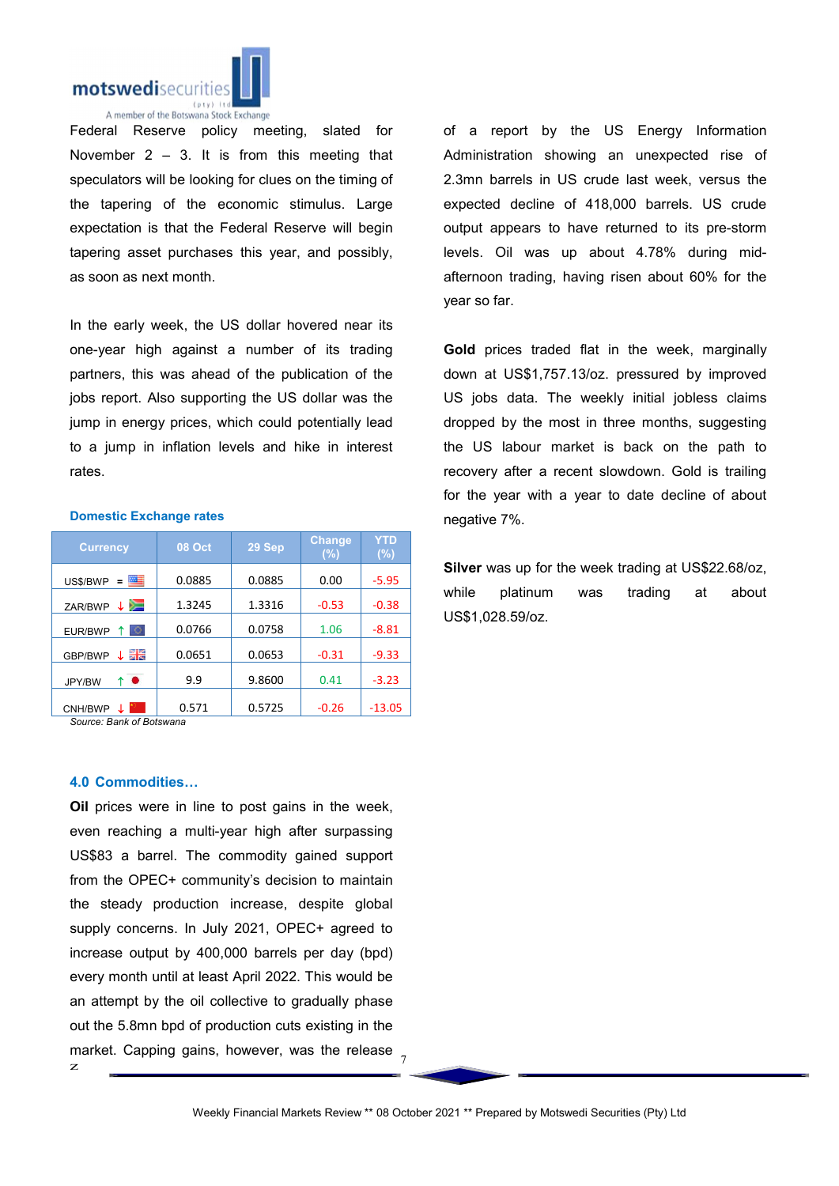Federal Reserve policy meeting, slated for November 2 – 3. It is from this meeting that speculators will be looking for clues on the timing of the tapering of the economic stimulus. Large expectation is that the Federal Reserve will begin tapering asset purchases this year, and possibly, as soon as next month.

In the early week, the US dollar hovered near its one-year high against a number of its trading partners, this was ahead of the publication of the jobs report. Also supporting the US dollar was the jump in energy prices, which could potentially lead to a jump in inflation levels and hike in interest rates.

**Domestic Exchange rates**

| Currency | 08 Oct | 29 Sep | Change (%) | YTD (%) |
|---|---|---|---|---|
| US$/BWP = | 0.0885 | 0.0885 | 0.00 | -5.95 |
| ZAR/BWP ↓ | 1.3245 | 1.3316 | -0.53 | -0.38 |
| EUR/BWP ↑ | 0.0766 | 0.0758 | 1.06 | -8.81 |
| GBP/BWP ↓ | 0.0651 | 0.0653 | -0.31 | -9.33 |
| JPY/BW ↑ | 9.9 | 9.8600 | 0.41 | -3.23 |
| CNH/BWP ↓ | 0.571 | 0.5725 | -0.26 | -13.05 |

*Source: Bank of Botswana*

## 4.0 Commodities…

**Oil** prices were in line to post gains in the week, even reaching a multi-year high after surpassing US$83 a barrel. The commodity gained support from the OPEC+ community's decision to maintain the steady production increase, despite global supply concerns. In July 2021, OPEC+ agreed to increase output by 400,000 barrels per day (bpd) every month until at least April 2022. This would be an attempt by the oil collective to gradually phase out the 5.8mn bpd of production cuts existing in the market. Capping gains, however, was the release of a report by the US Energy Information Administration showing an unexpected rise of 2.3mn barrels in US crude last week, versus the expected decline of 418,000 barrels. US crude output appears to have returned to its pre-storm levels. Oil was up about 4.78% during mid-afternoon trading, having risen about 60% for the year so far.

**Gold** prices traded flat in the week, marginally down at US$1,757.13/oz. pressured by improved US jobs data. The weekly initial jobless claims dropped by the most in three months, suggesting the US labour market is back on the path to recovery after a recent slowdown. Gold is trailing for the year with a year to date decline of about negative 7%.

**Silver** was up for the week trading at US$22.68/oz, while platinum was trading at about US$1,028.59/oz.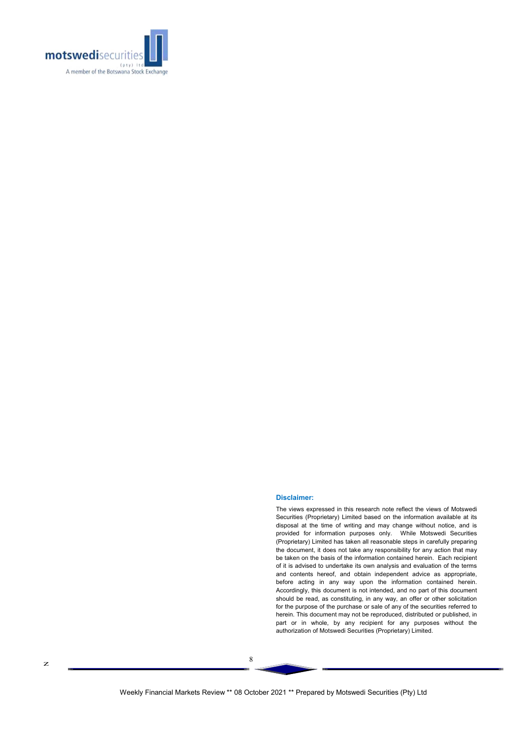**motswedisecurities** (pty) ltd
A member of the Botswana Stock Exchange

### Disclaimer:

The views expressed in this research note reflect the views of Motswedi Securities (Proprietary) Limited based on the information available at its disposal at the time of writing and may change without notice, and is provided for information purposes only. While Motswedi Securities (Proprietary) Limited has taken all reasonable steps in carefully preparing the document, it does not take any responsibility for any action that may be taken on the basis of the information contained herein. Each recipient of it is advised to undertake its own analysis and evaluation of the terms and contents hereof, and obtain independent advice as appropriate, before acting in any way upon the information contained herein. Accordingly, this document is not intended, and no part of this document should be read, as constituting, in any way, an offer or other solicitation for the purpose of the purchase or sale of any of the securities referred to herein. This document may not be reproduced, distributed or published, in part or in whole, by any recipient for any purposes without the authorization of Motswedi Securities (Proprietary) Limited.